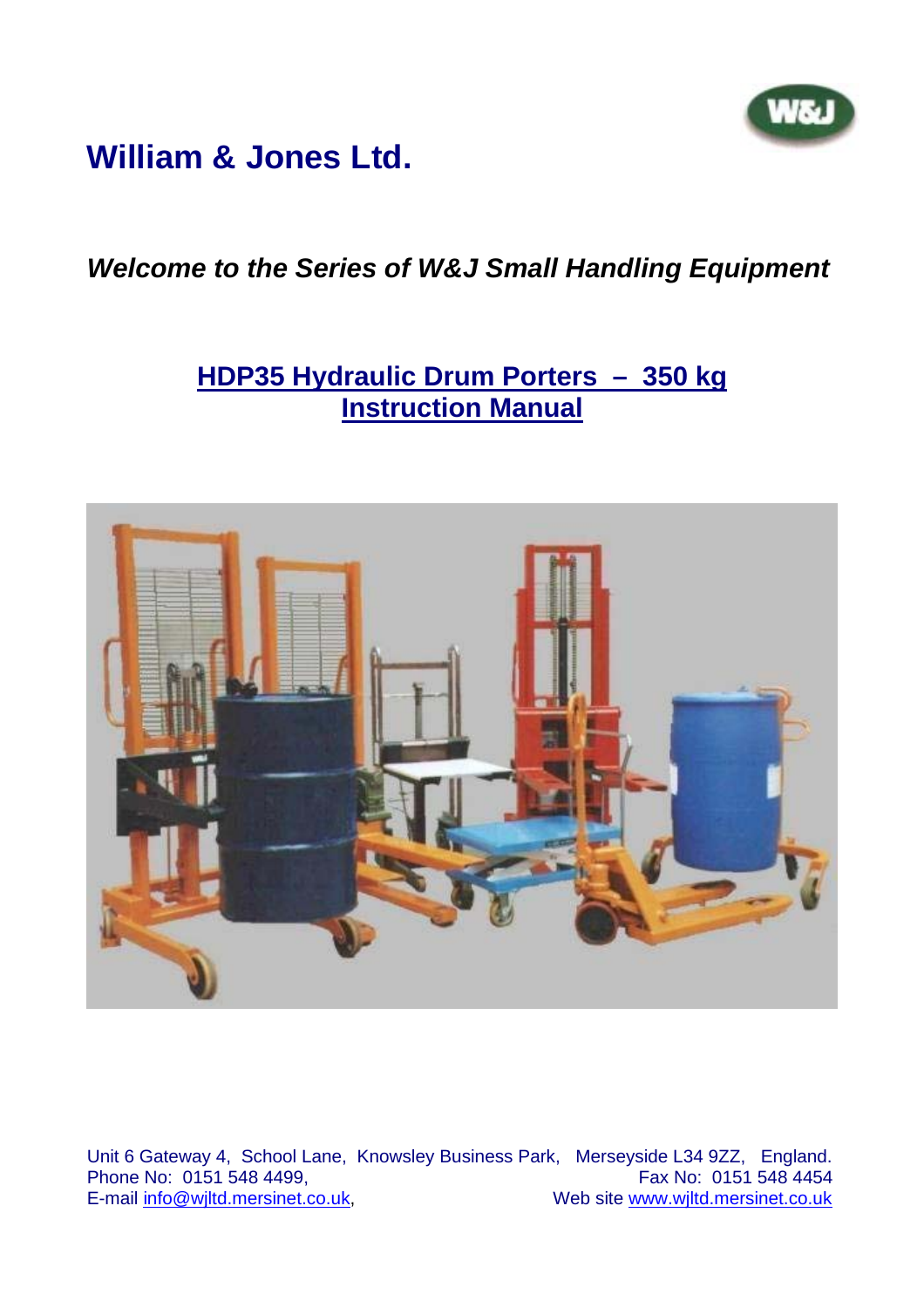# William & Jones Ltd.

***Welcome to the Series of W&J Small Handling Equipment***

## HDP35 Hydraulic Drum Porters – 350 kg
## Instruction Manual

Unit 6 Gateway 4, School Lane, Knowsley Business Park, Merseyside L34 9ZZ, England.
Phone No: 0151 548 4499, Fax No: 0151 548 4454
E-mail info@wjltd.mersinet.co.uk, Web site www.wjltd.mersinet.co.uk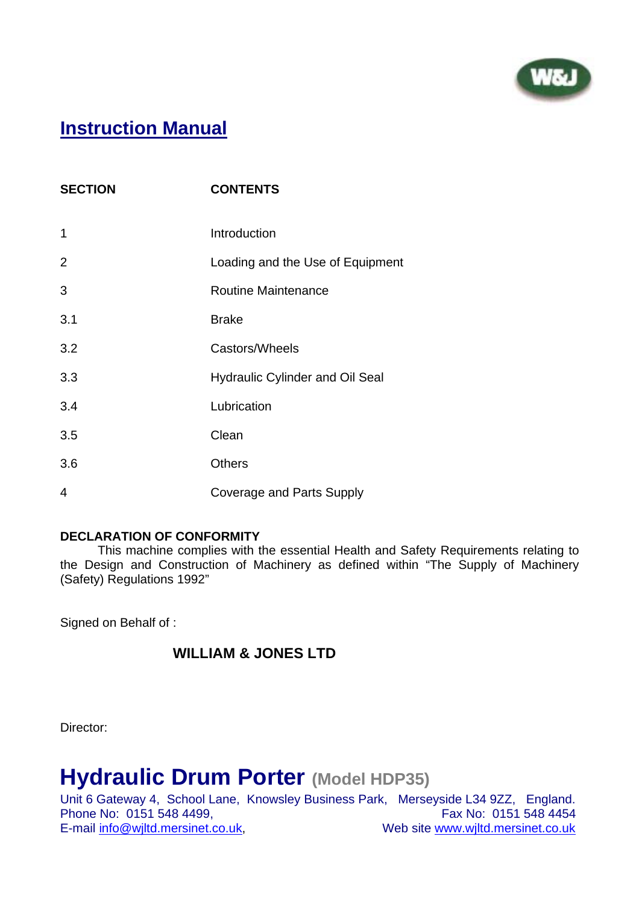# Instruction Manual

| SECTION | CONTENTS |
| --- | --- |
| 1 | Introduction |
| 2 | Loading and the Use of Equipment |
| 3 | Routine Maintenance |
| 3.1 | Brake |
| 3.2 | Castors/Wheels |
| 3.3 | Hydraulic Cylinder and Oil Seal |
| 3.4 | Lubrication |
| 3.5 | Clean |
| 3.6 | Others |
| 4 | Coverage and Parts Supply |

**DECLARATION OF CONFORMITY**

This machine complies with the essential Health and Safety Requirements relating to the Design and Construction of Machinery as defined within "The Supply of Machinery (Safety) Regulations 1992"

Signed on Behalf of :

**WILLIAM & JONES LTD**

Director:

# Hydraulic Drum Porter (Model HDP35)

Unit 6 Gateway 4, School Lane, Knowsley Business Park, Merseyside L34 9ZZ, England.
Phone No: 0151 548 4499, Fax No: 0151 548 4454
E-mail info@wjltd.mersinet.co.uk, Web site www.wjltd.mersinet.co.uk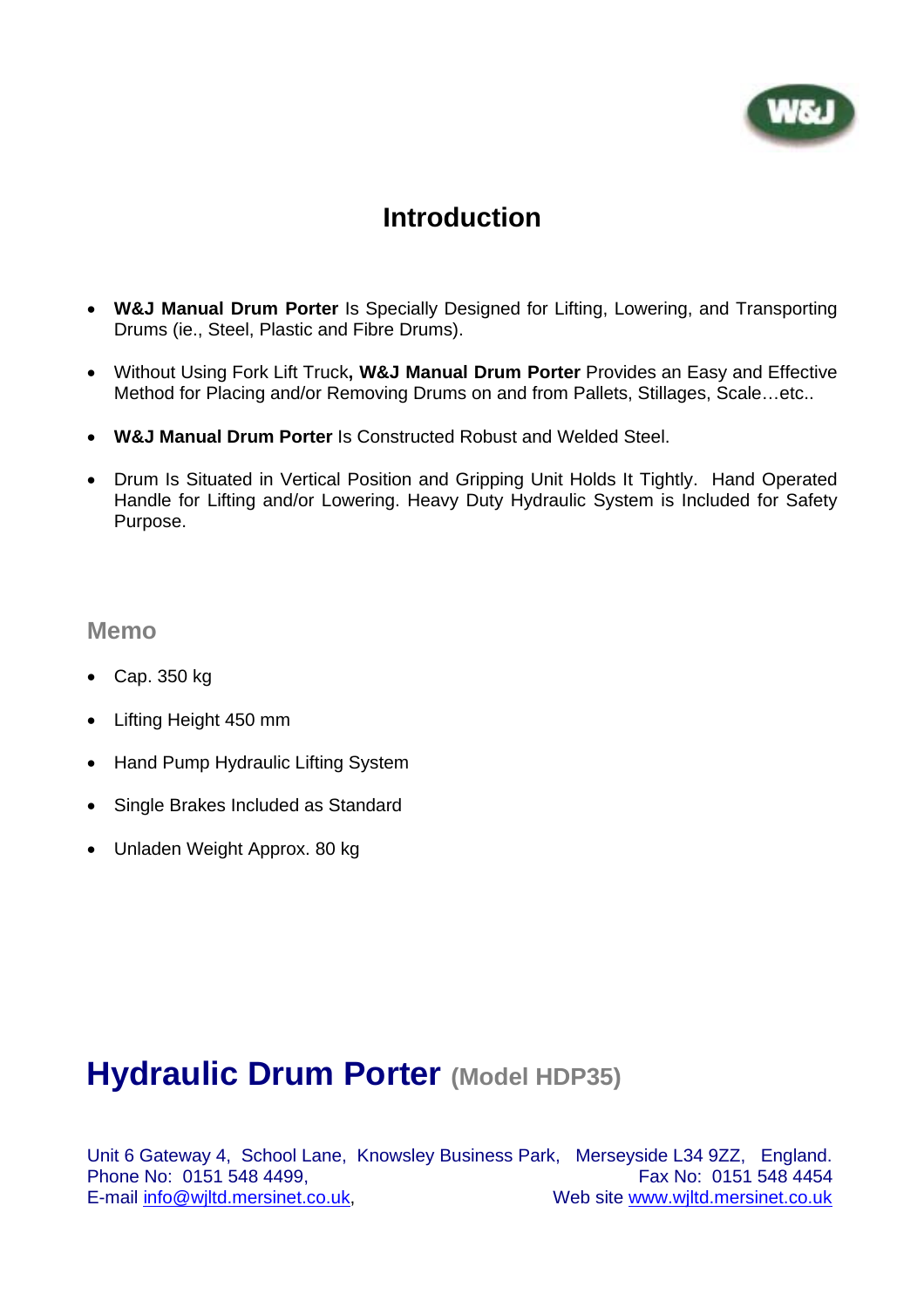# Introduction

- **W&J Manual Drum Porter** Is Specially Designed for Lifting, Lowering, and Transporting Drums (ie., Steel, Plastic and Fibre Drums).
- Without Using Fork Lift Truck**, W&J Manual Drum Porter** Provides an Easy and Effective Method for Placing and/or Removing Drums on and from Pallets, Stillages, Scale…etc..
- **W&J Manual Drum Porter** Is Constructed Robust and Welded Steel.
- Drum Is Situated in Vertical Position and Gripping Unit Holds It Tightly. Hand Operated Handle for Lifting and/or Lowering. Heavy Duty Hydraulic System is Included for Safety Purpose.

## Memo

- Cap. 350 kg
- Lifting Height 450 mm
- Hand Pump Hydraulic Lifting System
- Single Brakes Included as Standard
- Unladen Weight Approx. 80 kg

# Hydraulic Drum Porter (Model HDP35)

Unit 6 Gateway 4, School Lane, Knowsley Business Park, Merseyside L34 9ZZ, England.
Phone No: 0151 548 4499, Fax No: 0151 548 4454
E-mail info@wjltd.mersinet.co.uk, Web site www.wjltd.mersinet.co.uk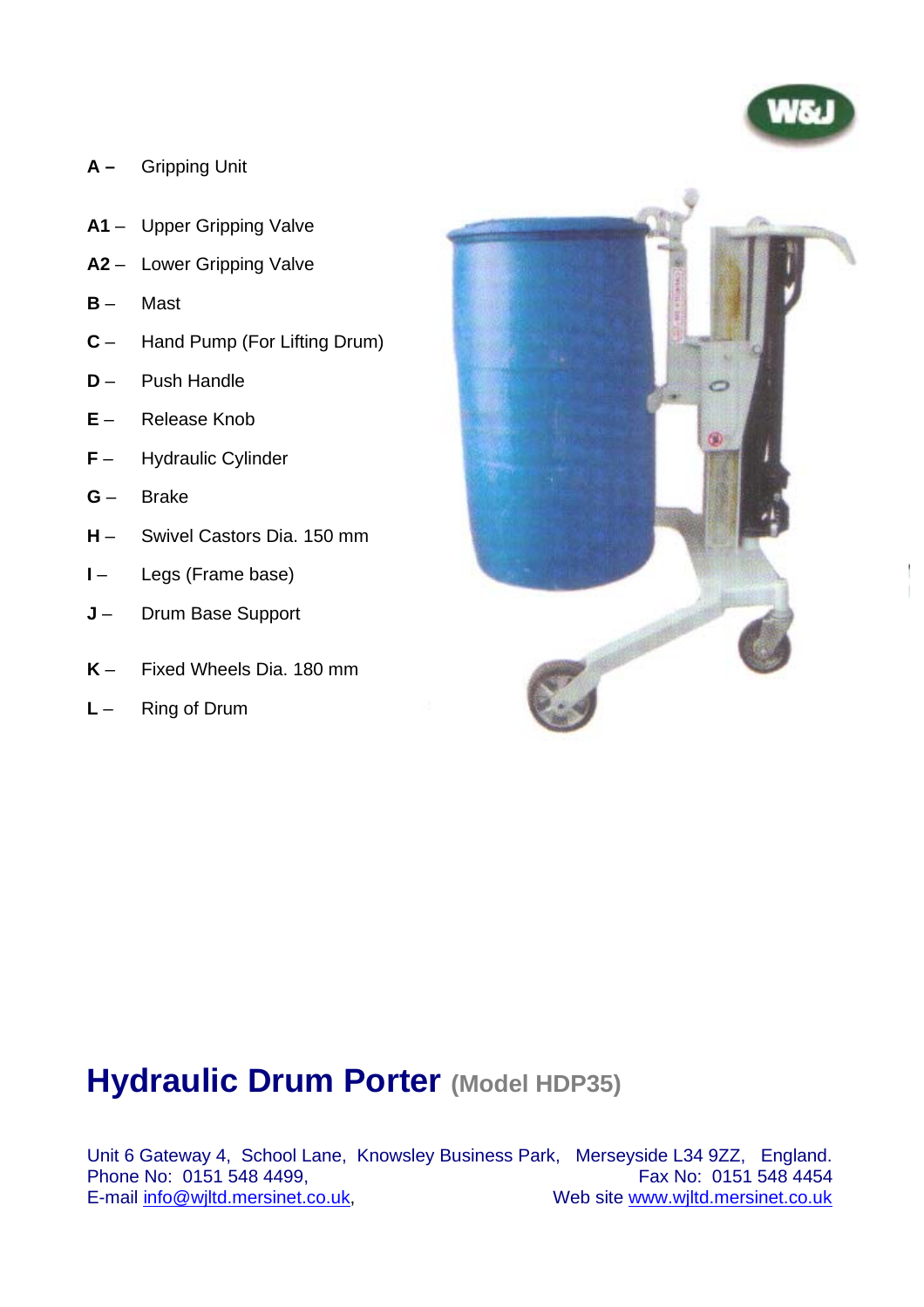**A –** Gripping Unit

**A1** – Upper Gripping Valve

**A2** – Lower Gripping Valve

**B** – Mast

**C** – Hand Pump (For Lifting Drum)

**D** – Push Handle

**E** – Release Knob

**F** – Hydraulic Cylinder

**G** – Brake

**H** – Swivel Castors Dia. 150 mm

**I** – Legs (Frame base)

**J** – Drum Base Support

**K** – Fixed Wheels Dia. 180 mm

**L** – Ring of Drum

# Hydraulic Drum Porter **(Model HDP35)**

Unit 6 Gateway 4, School Lane, Knowsley Business Park, Merseyside L34 9ZZ, England.
Phone No: 0151 548 4499, Fax No: 0151 548 4454
E-mail info@wjltd.mersinet.co.uk, Web site www.wjltd.mersinet.co.uk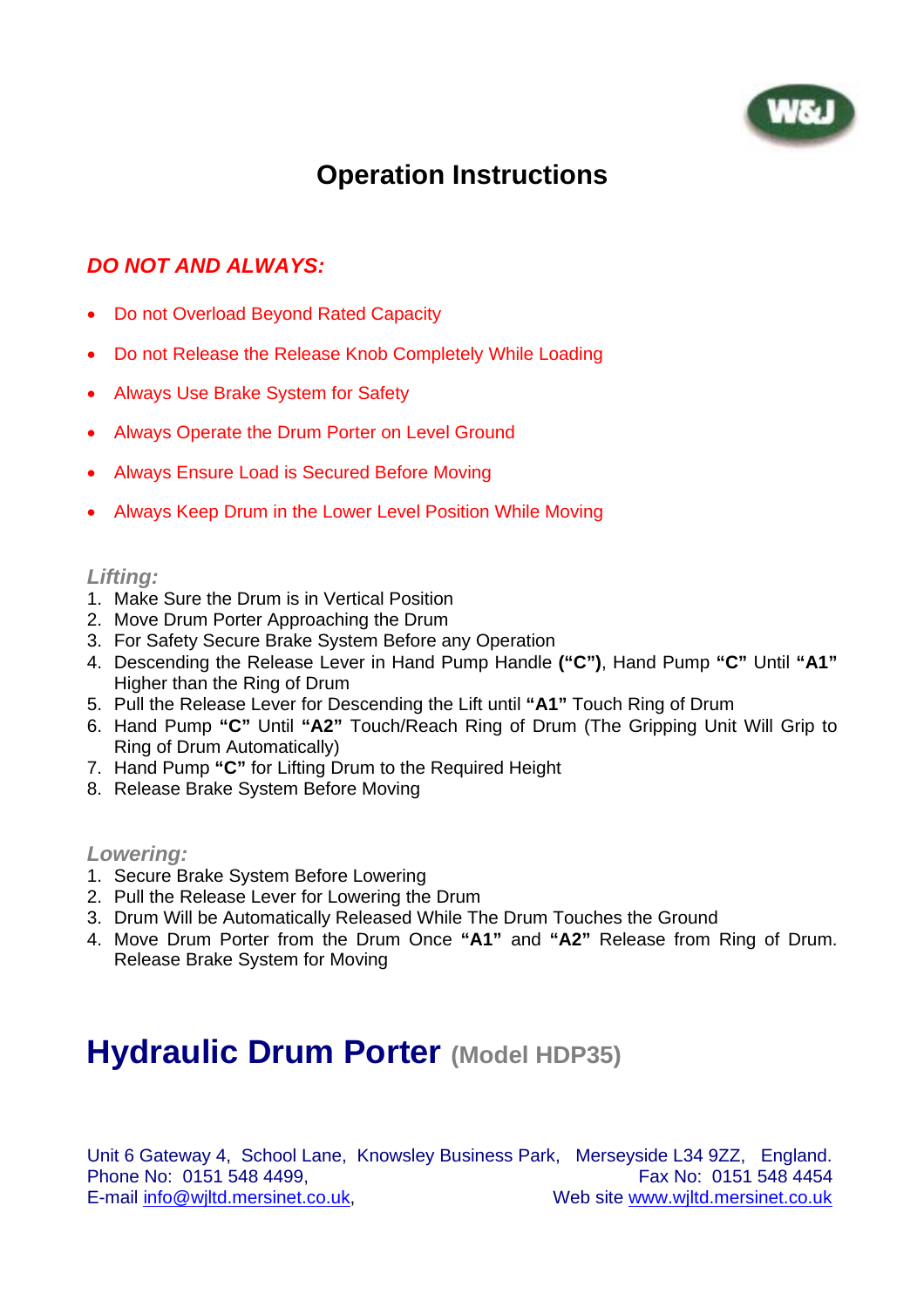# Operation Instructions

## *DO NOT AND ALWAYS:*

- Do not Overload Beyond Rated Capacity
- Do not Release the Release Knob Completely While Loading
- Always Use Brake System for Safety
- Always Operate the Drum Porter on Level Ground
- Always Ensure Load is Secured Before Moving
- Always Keep Drum in the Lower Level Position While Moving

### *Lifting:*

1. Make Sure the Drum is in Vertical Position
2. Move Drum Porter Approaching the Drum
3. For Safety Secure Brake System Before any Operation
4. Descending the Release Lever in Hand Pump Handle **("C")**, Hand Pump **"C"** Until **"A1"** Higher than the Ring of Drum
5. Pull the Release Lever for Descending the Lift until **"A1"** Touch Ring of Drum
6. Hand Pump **"C"** Until **"A2"** Touch/Reach Ring of Drum (The Gripping Unit Will Grip to Ring of Drum Automatically)
7. Hand Pump **"C"** for Lifting Drum to the Required Height
8. Release Brake System Before Moving

### *Lowering:*

1. Secure Brake System Before Lowering
2. Pull the Release Lever for Lowering the Drum
3. Drum Will be Automatically Released While The Drum Touches the Ground
4. Move Drum Porter from the Drum Once **"A1"** and **"A2"** Release from Ring of Drum. Release Brake System for Moving

# Hydraulic Drum Porter (Model HDP35)

Unit 6 Gateway 4, School Lane, Knowsley Business Park, Merseyside L34 9ZZ, England.
Phone No: 0151 548 4499, Fax No: 0151 548 4454
E-mail info@wjltd.mersinet.co.uk, Web site www.wjltd.mersinet.co.uk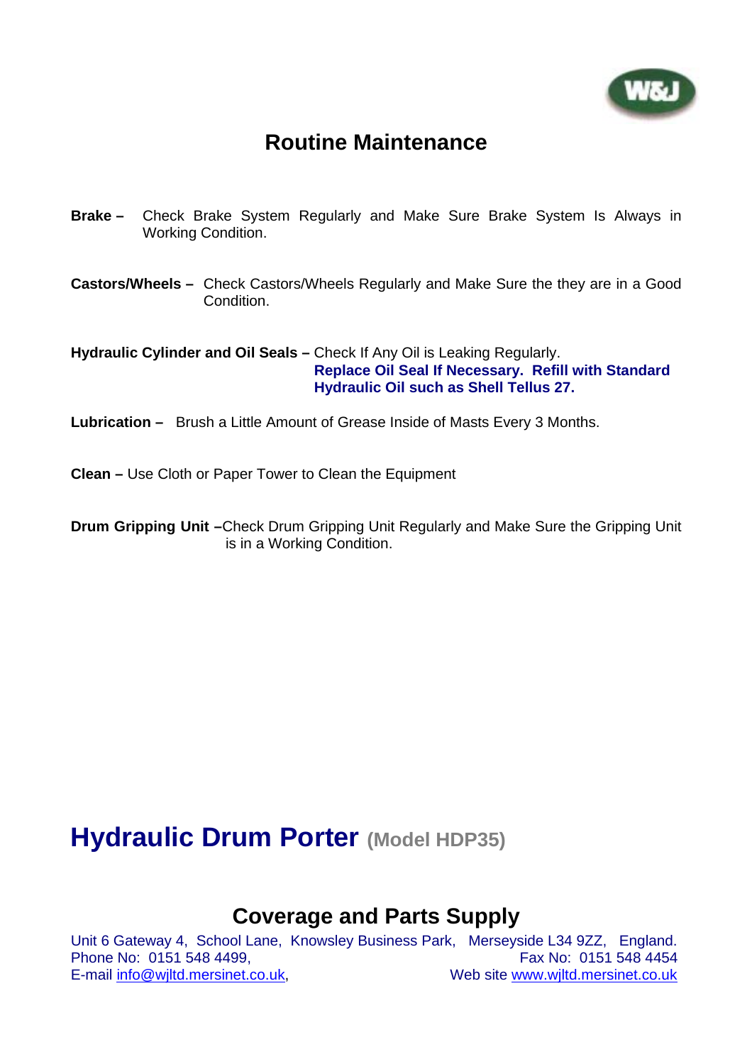# Routine Maintenance

**Brake –** Check Brake System Regularly and Make Sure Brake System Is Always in Working Condition.

**Castors/Wheels –** Check Castors/Wheels Regularly and Make Sure the they are in a Good Condition.

**Hydraulic Cylinder and Oil Seals –** Check If Any Oil is Leaking Regularly. **Replace Oil Seal If Necessary. Refill with Standard Hydraulic Oil such as Shell Tellus 27.**

**Lubrication –** Brush a Little Amount of Grease Inside of Masts Every 3 Months.

**Clean –** Use Cloth or Paper Tower to Clean the Equipment

**Drum Gripping Unit –** Check Drum Gripping Unit Regularly and Make Sure the Gripping Unit is in a Working Condition.

# Hydraulic Drum Porter (Model HDP35)

## Coverage and Parts Supply

Unit 6 Gateway 4, School Lane, Knowsley Business Park, Merseyside L34 9ZZ, England.
Phone No: 0151 548 4499, Fax No: 0151 548 4454
E-mail info@wjltd.mersinet.co.uk, Web site www.wjltd.mersinet.co.uk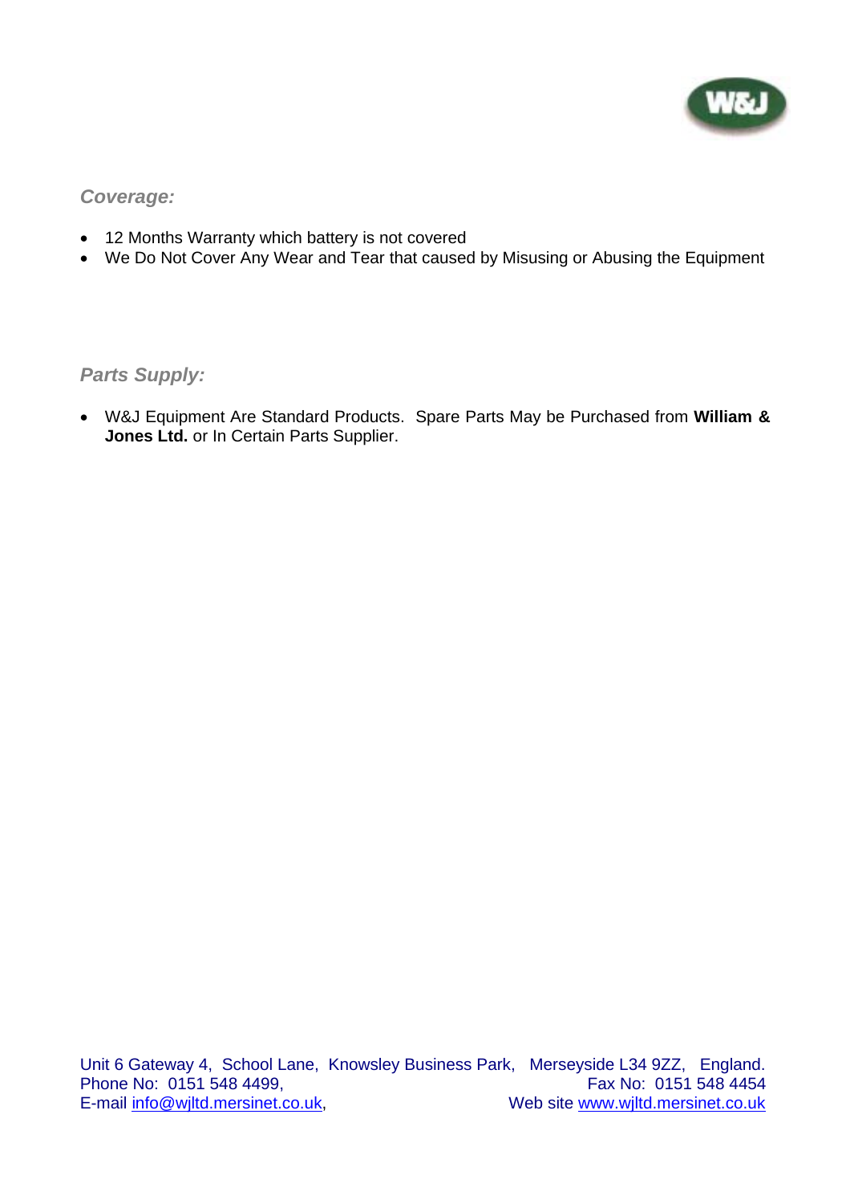### *Coverage:*

- 12 Months Warranty which battery is not covered
- We Do Not Cover Any Wear and Tear that caused by Misusing or Abusing the Equipment

### *Parts Supply:*

- W&J Equipment Are Standard Products. Spare Parts May be Purchased from **William & Jones Ltd.** or In Certain Parts Supplier.

Unit 6 Gateway 4, School Lane, Knowsley Business Park, Merseyside L34 9ZZ, England.
Phone No: 0151 548 4499, Fax No: 0151 548 4454
E-mail info@wjltd.mersinet.co.uk, Web site www.wjltd.mersinet.co.uk